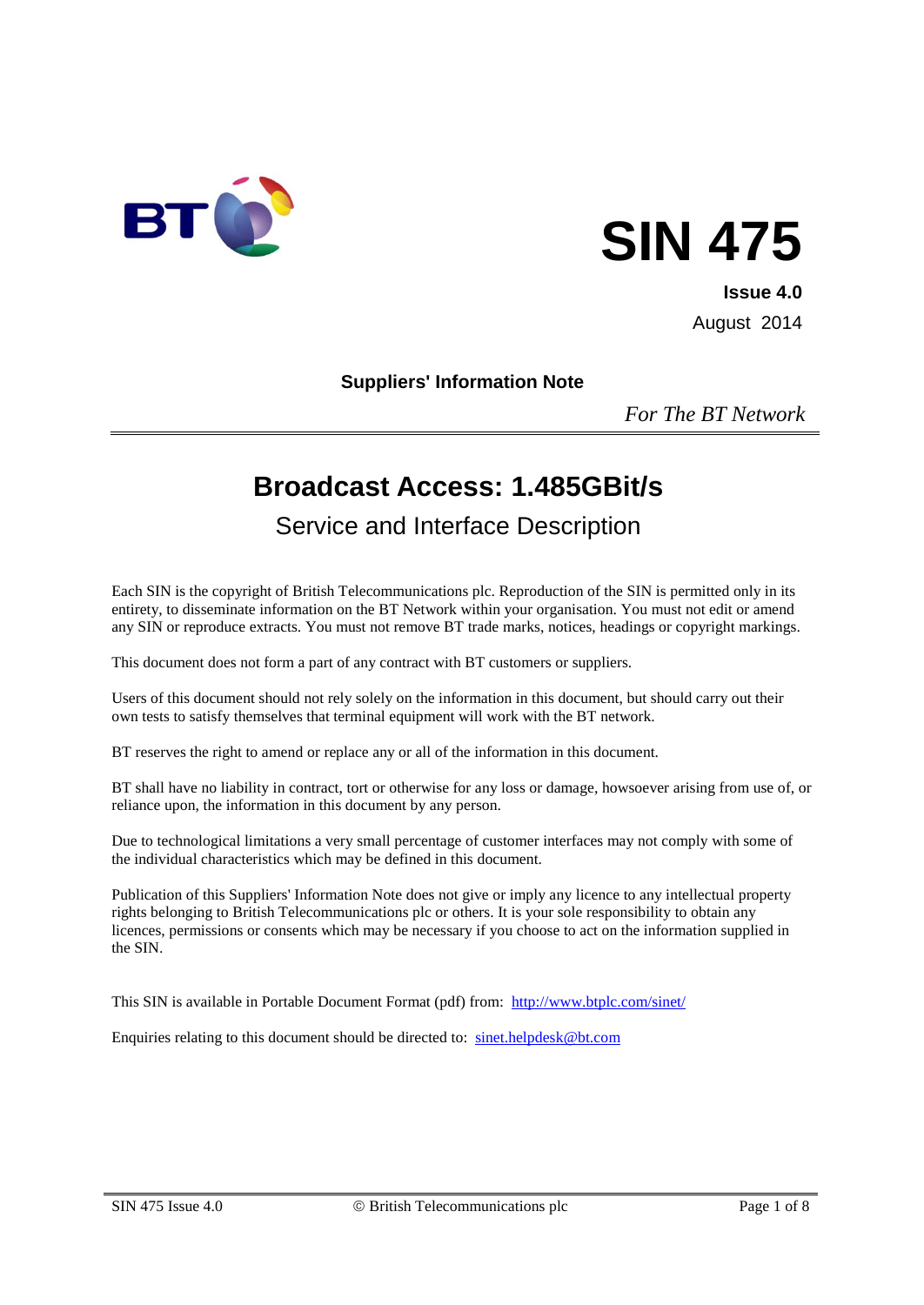# SIN 475

**Issue 4.0**

August 2014

**Suppliers' Information Note**

*For The BT Network*

---

## Broadcast Access: 1.485GBit/s

### Service and Interface Description

Each SIN is the copyright of British Telecommunications plc. Reproduction of the SIN is permitted only in its entirety, to disseminate information on the BT Network within your organisation. You must not edit or amend any SIN or reproduce extracts. You must not remove BT trade marks, notices, headings or copyright markings.

This document does not form a part of any contract with BT customers or suppliers.

Users of this document should not rely solely on the information in this document, but should carry out their own tests to satisfy themselves that terminal equipment will work with the BT network.

BT reserves the right to amend or replace any or all of the information in this document.

BT shall have no liability in contract, tort or otherwise for any loss or damage, howsoever arising from use of, or reliance upon, the information in this document by any person.

Due to technological limitations a very small percentage of customer interfaces may not comply with some of the individual characteristics which may be defined in this document.

Publication of this Suppliers' Information Note does not give or imply any licence to any intellectual property rights belonging to British Telecommunications plc or others. It is your sole responsibility to obtain any licences, permissions or consents which may be necessary if you choose to act on the information supplied in the SIN.

This SIN is available in Portable Document Format (pdf) from: [http://www.btplc.com/sinet/](http://www.btplc.com/sinet/)

Enquiries relating to this document should be directed to: [sinet.helpdesk@bt.com](mailto:sinet.helpdesk@bt.com)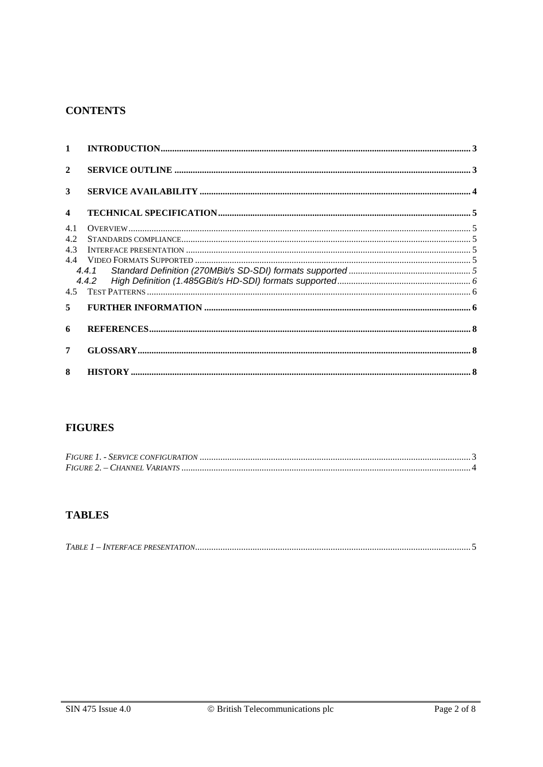# CONTENTS

| | | |
|---|---|---|
| **1** | **INTRODUCTION** | **3** |
| **2** | **SERVICE OUTLINE** | **3** |
| **3** | **SERVICE AVAILABILITY** | **4** |
| **4** | **TECHNICAL SPECIFICATION** | **5** |
| 4.1 | OVERVIEW | 5 |
| 4.2 | STANDARDS COMPLIANCE | 5 |
| 4.3 | INTERFACE PRESENTATION | 5 |
| 4.4 | VIDEO FORMATS SUPPORTED | 5 |
| *4.4.1* | *Standard Definition (270MBit/s SD-SDI) formats supported* | *5* |
| *4.4.2* | *High Definition (1.485GBit/s HD-SDI) formats supported* | *6* |
| 4.5 | TEST PATTERNS | 6 |
| **5** | **FURTHER INFORMATION** | **6** |
| **6** | **REFERENCES** | **8** |
| **7** | **GLOSSARY** | **8** |
| **8** | **HISTORY** | **8** |

# FIGURES

| | |
|---|---|
| *FIGURE 1. - SERVICE CONFIGURATION* | 3 |
| *FIGURE 2. – CHANNEL VARIANTS* | 4 |

# TABLES

| | |
|---|---|
| *TABLE 1 – INTERFACE PRESENTATION* | 5 |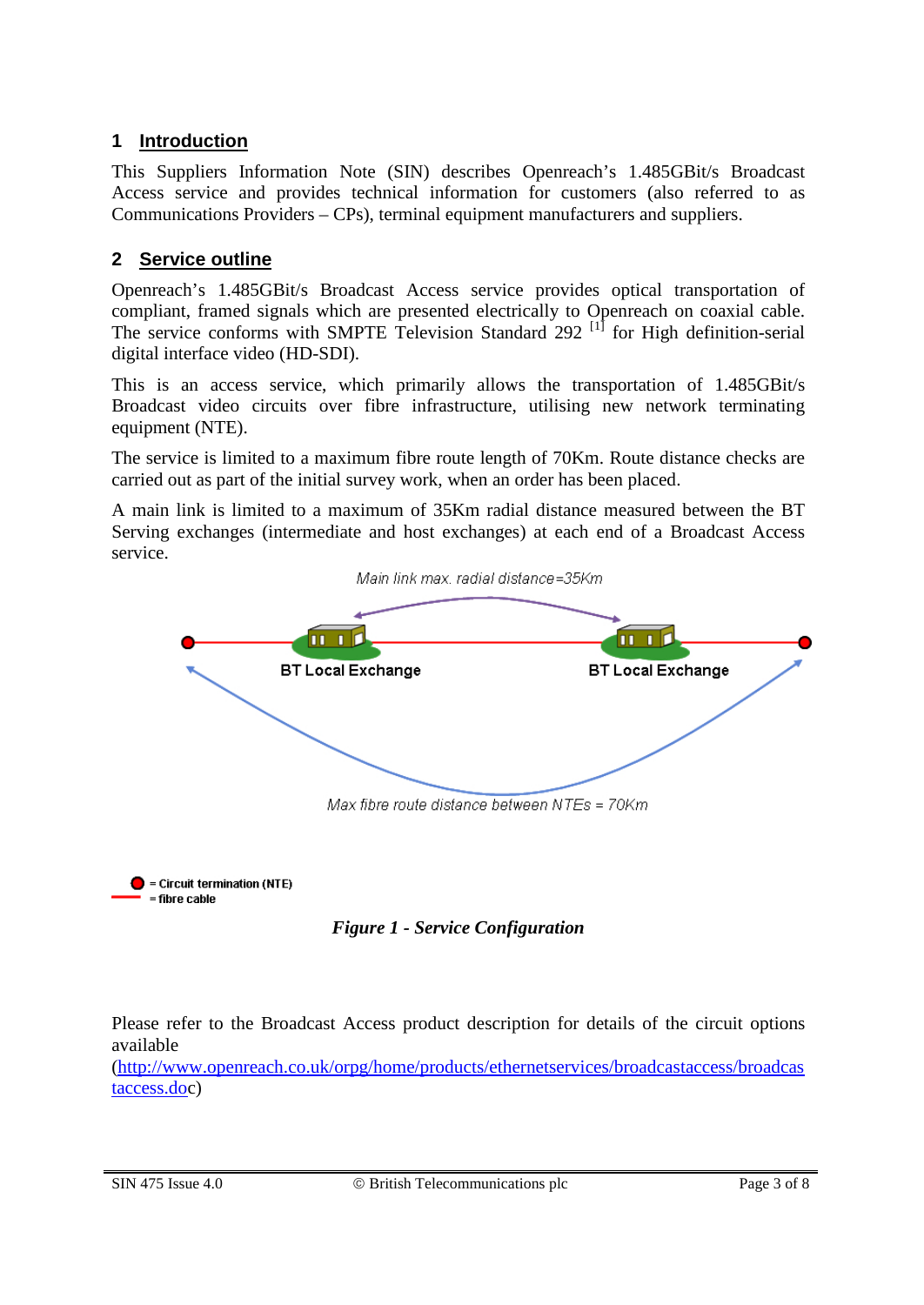## 1 Introduction

This Suppliers Information Note (SIN) describes Openreach's 1.485GBit/s Broadcast Access service and provides technical information for customers (also referred to as Communications Providers – CPs), terminal equipment manufacturers and suppliers.

## 2 Service outline

Openreach's 1.485GBit/s Broadcast Access service provides optical transportation of compliant, framed signals which are presented electrically to Openreach on coaxial cable. The service conforms with SMPTE Television Standard 292 [1] for High definition-serial digital interface video (HD-SDI).

This is an access service, which primarily allows the transportation of 1.485GBit/s Broadcast video circuits over fibre infrastructure, utilising new network terminating equipment (NTE).

The service is limited to a maximum fibre route length of 70Km. Route distance checks are carried out as part of the initial survey work, when an order has been placed.

A main link is limited to a maximum of 35Km radial distance measured between the BT Serving exchanges (intermediate and host exchanges) at each end of a Broadcast Access service.

Main link max. radial distance=35Km

BT Local Exchange

BT Local Exchange

Max fibre route distance between NTEs = 70Km

= Circuit termination (NTE)
= fibre cable

*Figure 1 - Service Configuration*

Please refer to the Broadcast Access product description for details of the circuit options available (http://www.openreach.co.uk/orpg/home/products/ethernetservices/broadcastaccess/broadcastaccess.doc)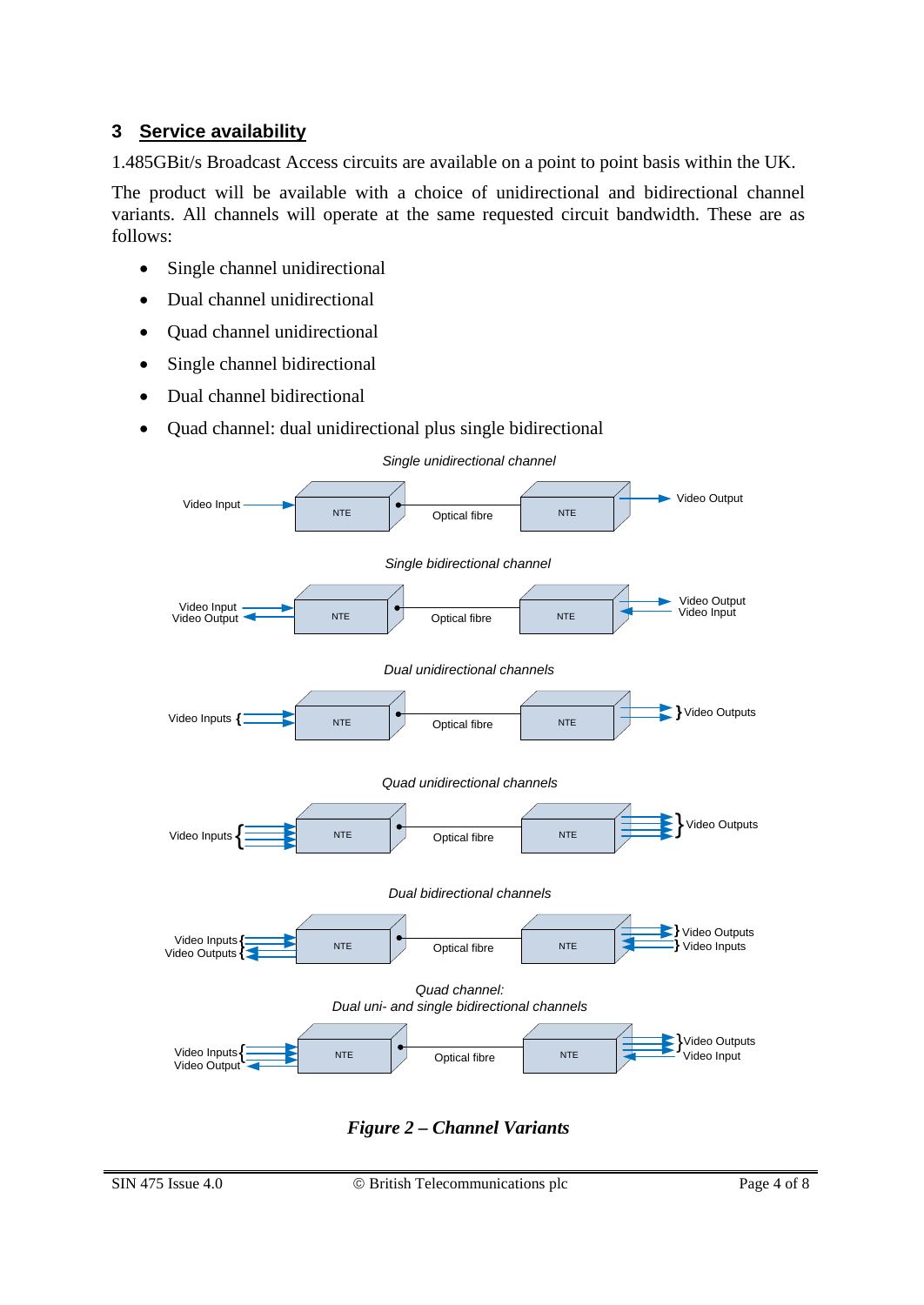## 3 Service availability

1.485GBit/s Broadcast Access circuits are available on a point to point basis within the UK.

The product will be available with a choice of unidirectional and bidirectional channel variants. All channels will operate at the same requested circuit bandwidth. These are as follows:

- Single channel unidirectional
- Dual channel unidirectional
- Quad channel unidirectional
- Single channel bidirectional
- Dual channel bidirectional
- Quad channel: dual unidirectional plus single bidirectional

*Single unidirectional channel*

Video Input → NTE — Optical fibre — NTE → Video Output

*Single bidirectional channel*

Video Input / Video Output ⇄ NTE — Optical fibre — NTE ⇄ Video Output / Video Input

*Dual unidirectional channels*

Video Inputs → NTE — Optical fibre — NTE → Video Outputs

*Quad unidirectional channels*

Video Inputs → NTE — Optical fibre — NTE → Video Outputs

*Dual bidirectional channels*

Video Inputs / Video Outputs ⇄ NTE — Optical fibre — NTE ⇄ Video Outputs / Video Inputs

*Quad channel: Dual uni- and single bidirectional channels*

Video Inputs / Video Output ⇄ NTE — Optical fibre — NTE ⇄ Video Outputs / Video Input

***Figure 2 – Channel Variants***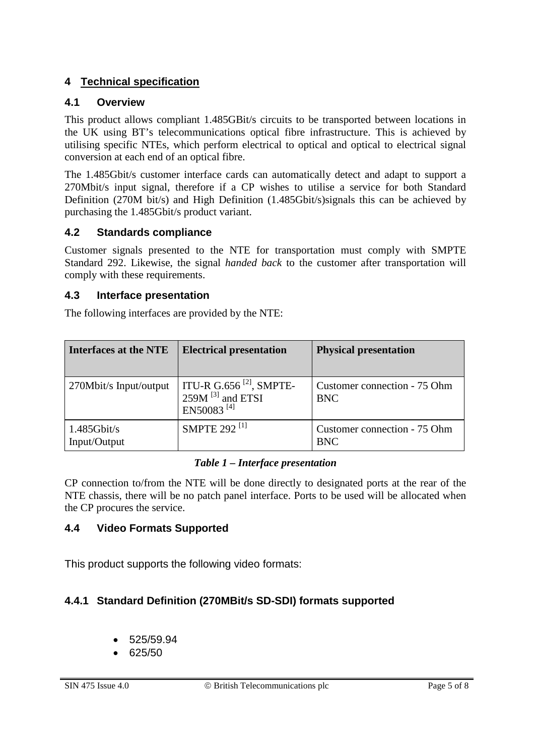## 4 Technical specification

### 4.1 Overview

This product allows compliant 1.485GBit/s circuits to be transported between locations in the UK using BT's telecommunications optical fibre infrastructure. This is achieved by utilising specific NTEs, which perform electrical to optical and optical to electrical signal conversion at each end of an optical fibre.

The 1.485Gbit/s customer interface cards can automatically detect and adapt to support a 270Mbit/s input signal, therefore if a CP wishes to utilise a service for both Standard Definition (270M bit/s) and High Definition (1.485Gbit/s)signals this can be achieved by purchasing the 1.485Gbit/s product variant.

### 4.2 Standards compliance

Customer signals presented to the NTE for transportation must comply with SMPTE Standard 292. Likewise, the signal *handed back* to the customer after transportation will comply with these requirements.

### 4.3 Interface presentation

The following interfaces are provided by the NTE:

| Interfaces at the NTE | Electrical presentation | Physical presentation |
|---|---|---|
| 270Mbit/s Input/output | ITU-R G.656 [2], SMPTE-259M [3] and ETSI EN50083 [4] | Customer connection - 75 Ohm BNC |
| 1.485Gbit/s Input/Output | SMPTE 292 [1] | Customer connection - 75 Ohm BNC |

***Table 1 – Interface presentation***

CP connection to/from the NTE will be done directly to designated ports at the rear of the NTE chassis, there will be no patch panel interface. Ports to be used will be allocated when the CP procures the service.

### 4.4 Video Formats Supported

This product supports the following video formats:

#### 4.4.1 Standard Definition (270MBit/s SD-SDI) formats supported

- 525/59.94
- 625/50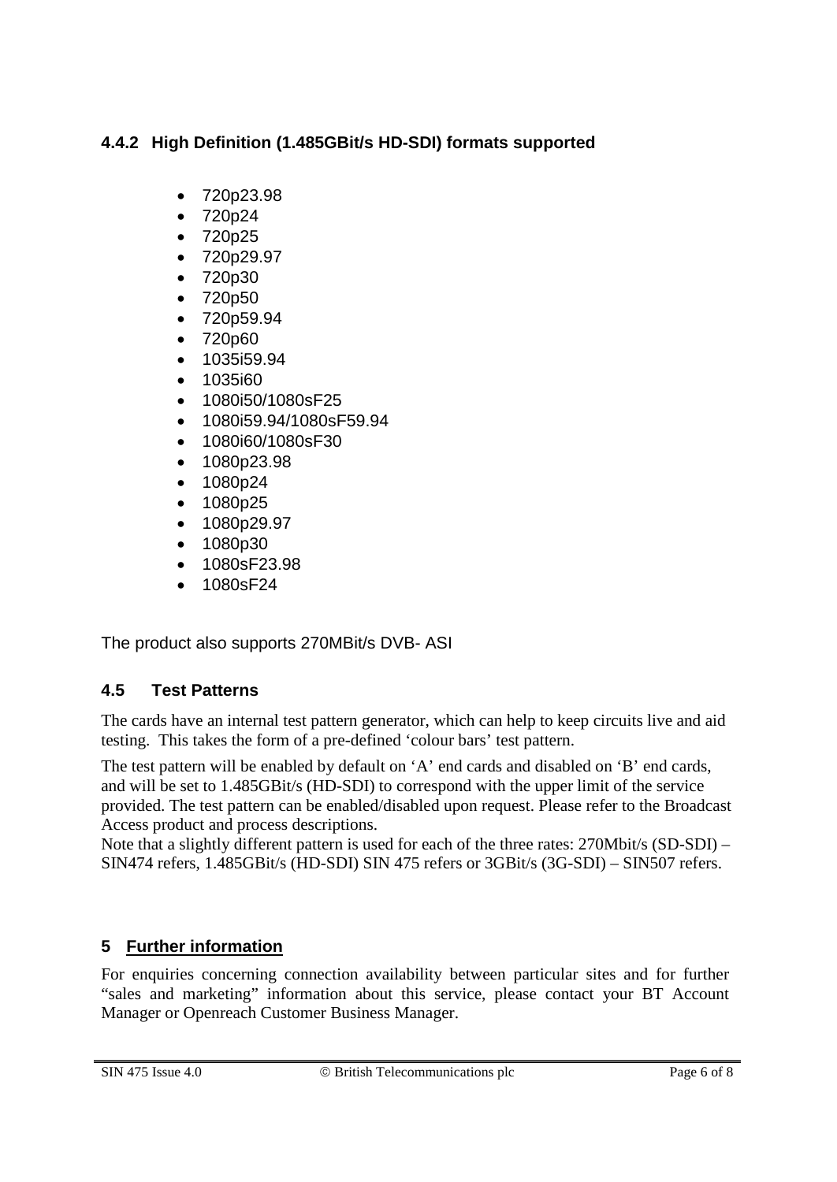### 4.4.2 High Definition (1.485GBit/s HD-SDI) formats supported

- 720p23.98
- 720p24
- 720p25
- 720p29.97
- 720p30
- 720p50
- 720p59.94
- 720p60
- 1035i59.94
- 1035i60
- 1080i50/1080sF25
- 1080i59.94/1080sF59.94
- 1080i60/1080sF30
- 1080p23.98
- 1080p24
- 1080p25
- 1080p29.97
- 1080p30
- 1080sF23.98
- 1080sF24

The product also supports 270MBit/s DVB- ASI

### 4.5 Test Patterns

The cards have an internal test pattern generator, which can help to keep circuits live and aid testing. This takes the form of a pre-defined 'colour bars' test pattern.

The test pattern will be enabled by default on 'A' end cards and disabled on 'B' end cards, and will be set to 1.485GBit/s (HD-SDI) to correspond with the upper limit of the service provided. The test pattern can be enabled/disabled upon request. Please refer to the Broadcast Access product and process descriptions.

Note that a slightly different pattern is used for each of the three rates: 270Mbit/s (SD-SDI) – SIN474 refers, 1.485GBit/s (HD-SDI) SIN 475 refers or 3GBit/s (3G-SDI) – SIN507 refers.

## 5 Further information

For enquiries concerning connection availability between particular sites and for further "sales and marketing" information about this service, please contact your BT Account Manager or Openreach Customer Business Manager.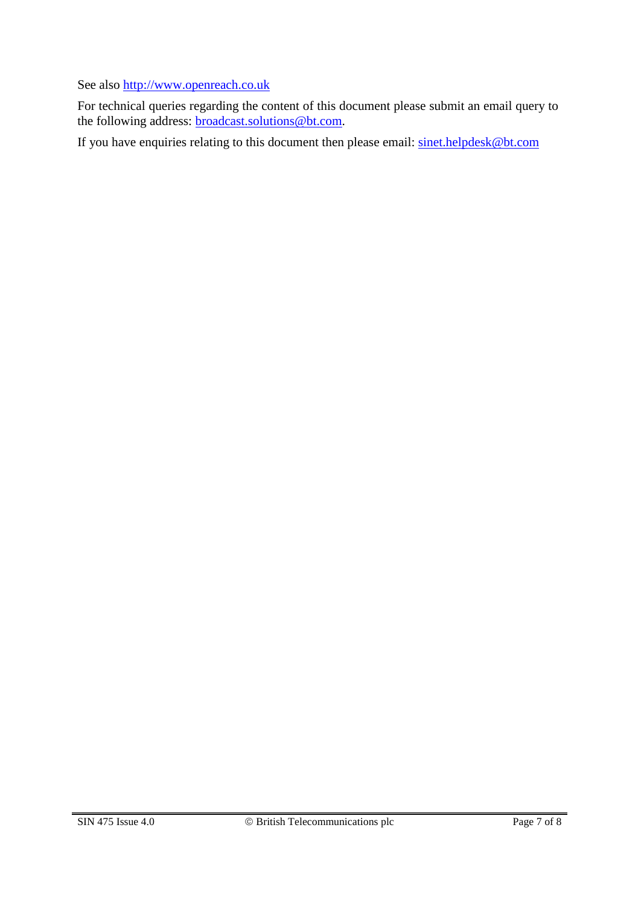See also http://www.openreach.co.uk

For technical queries regarding the content of this document please submit an email query to the following address: broadcast.solutions@bt.com.

If you have enquiries relating to this document then please email: sinet.helpdesk@bt.com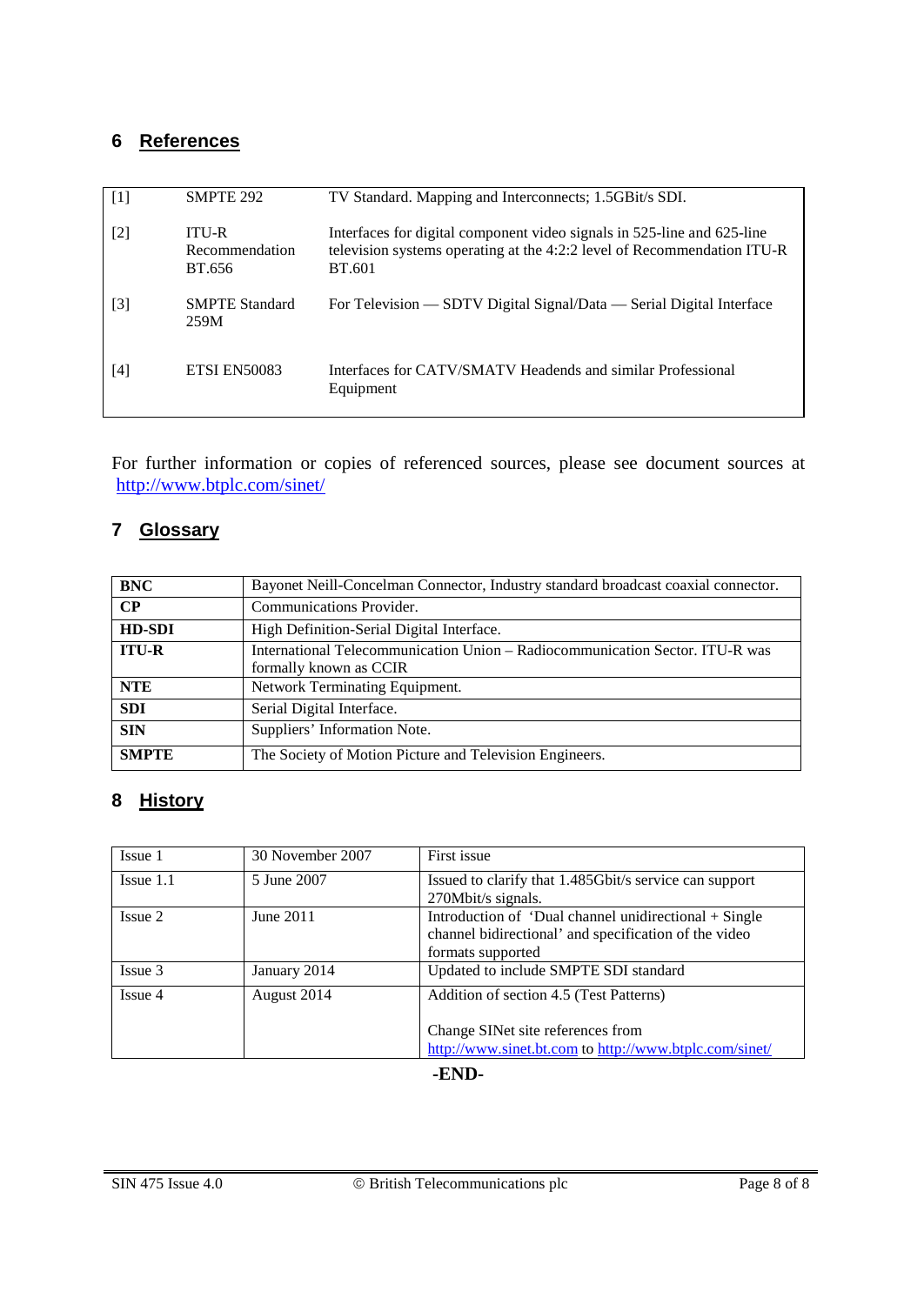## 6 References

| | | |
|---|---|---|
| [1] | SMPTE 292 | TV Standard. Mapping and Interconnects; 1.5GBit/s SDI. |
| [2] | ITU-R Recommendation BT.656 | Interfaces for digital component video signals in 525-line and 625-line television systems operating at the 4:2:2 level of Recommendation ITU-R BT.601 |
| [3] | SMPTE Standard 259M | For Television — SDTV Digital Signal/Data — Serial Digital Interface |
| [4] | ETSI EN50083 | Interfaces for CATV/SMATV Headends and similar Professional Equipment |

For further information or copies of referenced sources, please see document sources at http://www.btplc.com/sinet/

## 7 Glossary

| | |
|---|---|
| **BNC** | Bayonet Neill-Concelman Connector, Industry standard broadcast coaxial connector. |
| **CP** | Communications Provider. |
| **HD-SDI** | High Definition-Serial Digital Interface. |
| **ITU-R** | International Telecommunication Union – Radiocommunication Sector. ITU-R was formally known as CCIR |
| **NTE** | Network Terminating Equipment. |
| **SDI** | Serial Digital Interface. |
| **SIN** | Suppliers' Information Note. |
| **SMPTE** | The Society of Motion Picture and Television Engineers. |

## 8 History

| | | |
|---|---|---|
| Issue 1 | 30 November 2007 | First issue |
| Issue 1.1 | 5 June 2007 | Issued to clarify that 1.485Gbit/s service can support 270Mbit/s signals. |
| Issue 2 | June 2011 | Introduction of 'Dual channel unidirectional + Single channel bidirectional' and specification of the video formats supported |
| Issue 3 | January 2014 | Updated to include SMPTE SDI standard |
| Issue 4 | August 2014 | Addition of section 4.5 (Test Patterns)<br><br>Change SINet site references from http://www.sinet.bt.com to http://www.btplc.com/sinet/ |

**-END-**